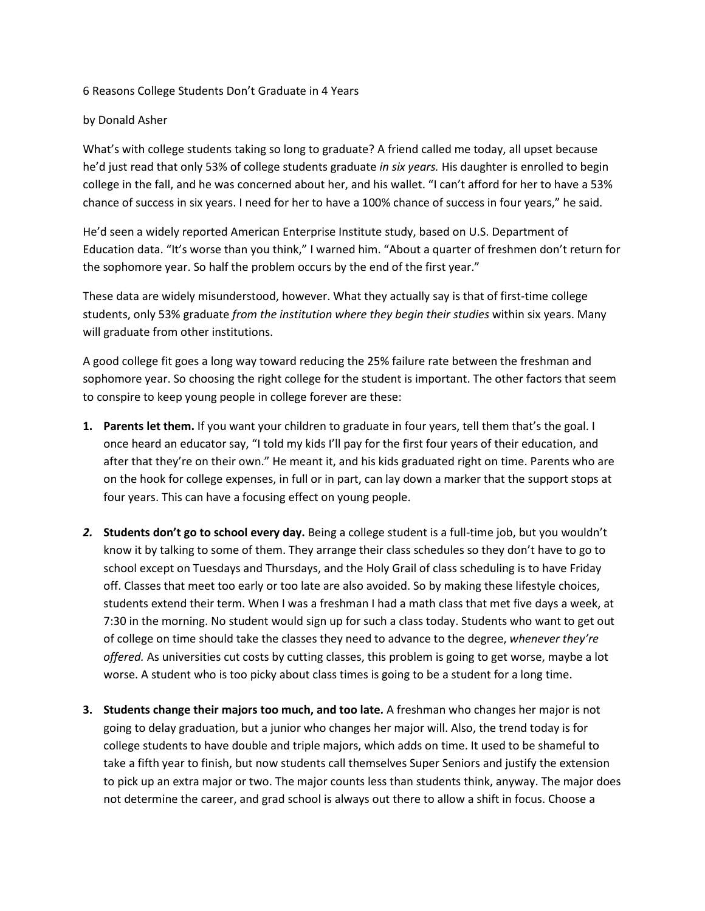# 6 Reasons College Students Don't Graduate in 4 Years

by Donald Asher

What's with college students taking so long to graduate? A friend called me today, all upset because he'd just read that only 53% of college students graduate *in six years.* His daughter is enrolled to begin college in the fall, and he was concerned about her, and his wallet. "I can't afford for her to have a 53% chance of success in six years. I need for her to have a 100% chance of success in four years," he said.

He'd seen a widely reported American Enterprise Institute study, based on U.S. Department of Education data. "It's worse than you think," I warned him. "About a quarter of freshmen don't return for the sophomore year. So half the problem occurs by the end of the first year."

These data are widely misunderstood, however. What they actually say is that of first-time college students, only 53% graduate *from the institution where they begin their studies* within six years. Many will graduate from other institutions.

A good college fit goes a long way toward reducing the 25% failure rate between the freshman and sophomore year. So choosing the right college for the student is important. The other factors that seem to conspire to keep young people in college forever are these:

1. **Parents let them.** If you want your children to graduate in four years, tell them that's the goal. I once heard an educator say, "I told my kids I'll pay for the first four years of their education, and after that they're on their own." He meant it, and his kids graduated right on time. Parents who are on the hook for college expenses, in full or in part, can lay down a marker that the support stops at four years. This can have a focusing effect on young people.

2. **Students don't go to school every day.** Being a college student is a full-time job, but you wouldn't know it by talking to some of them. They arrange their class schedules so they don't have to go to school except on Tuesdays and Thursdays, and the Holy Grail of class scheduling is to have Friday off. Classes that meet too early or too late are also avoided. So by making these lifestyle choices, students extend their term. When I was a freshman I had a math class that met five days a week, at 7:30 in the morning. No student would sign up for such a class today. Students who want to get out of college on time should take the classes they need to advance to the degree, *whenever they're offered.* As universities cut costs by cutting classes, this problem is going to get worse, maybe a lot worse. A student who is too picky about class times is going to be a student for a long time.

3. **Students change their majors too much, and too late.** A freshman who changes her major is not going to delay graduation, but a junior who changes her major will. Also, the trend today is for college students to have double and triple majors, which adds on time. It used to be shameful to take a fifth year to finish, but now students call themselves Super Seniors and justify the extension to pick up an extra major or two. The major counts less than students think, anyway. The major does not determine the career, and grad school is always out there to allow a shift in focus. Choose a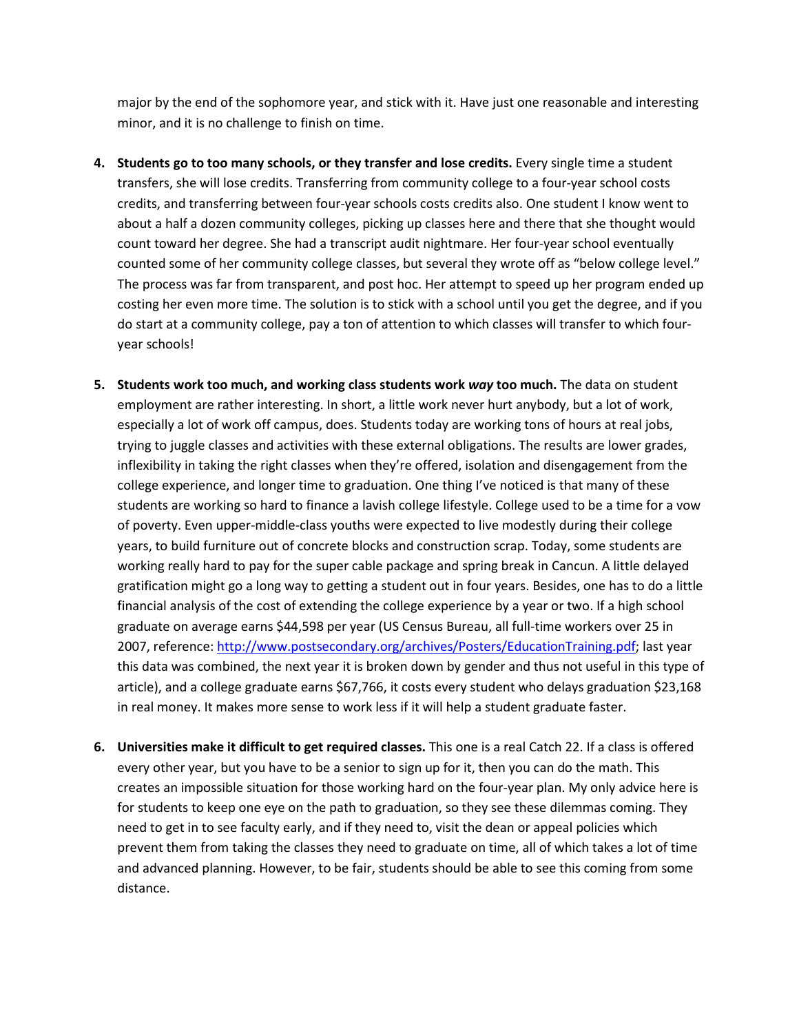major by the end of the sophomore year, and stick with it. Have just one reasonable and interesting minor, and it is no challenge to finish on time.

4. **Students go to too many schools, or they transfer and lose credits.** Every single time a student transfers, she will lose credits. Transferring from community college to a four-year school costs credits, and transferring between four-year schools costs credits also. One student I know went to about a half a dozen community colleges, picking up classes here and there that she thought would count toward her degree. She had a transcript audit nightmare. Her four-year school eventually counted some of her community college classes, but several they wrote off as "below college level." The process was far from transparent, and post hoc. Her attempt to speed up her program ended up costing her even more time. The solution is to stick with a school until you get the degree, and if you do start at a community college, pay a ton of attention to which classes will transfer to which four-year schools!

5. **Students work too much, and working class students work *way* too much.** The data on student employment are rather interesting. In short, a little work never hurt anybody, but a lot of work, especially a lot of work off campus, does. Students today are working tons of hours at real jobs, trying to juggle classes and activities with these external obligations. The results are lower grades, inflexibility in taking the right classes when they're offered, isolation and disengagement from the college experience, and longer time to graduation. One thing I've noticed is that many of these students are working so hard to finance a lavish college lifestyle. College used to be a time for a vow of poverty. Even upper-middle-class youths were expected to live modestly during their college years, to build furniture out of concrete blocks and construction scrap. Today, some students are working really hard to pay for the super cable package and spring break in Cancun. A little delayed gratification might go a long way to getting a student out in four years. Besides, one has to do a little financial analysis of the cost of extending the college experience by a year or two. If a high school graduate on average earns $44,598 per year (US Census Bureau, all full-time workers over 25 in 2007, reference: [http://www.postsecondary.org/archives/Posters/EducationTraining.pdf](http://www.postsecondary.org/archives/Posters/EducationTraining.pdf); last year this data was combined, the next year it is broken down by gender and thus not useful in this type of article), and a college graduate earns $67,766, it costs every student who delays graduation $23,168 in real money. It makes more sense to work less if it will help a student graduate faster.

6. **Universities make it difficult to get required classes.** This one is a real Catch 22. If a class is offered every other year, but you have to be a senior to sign up for it, then you can do the math. This creates an impossible situation for those working hard on the four-year plan. My only advice here is for students to keep one eye on the path to graduation, so they see these dilemmas coming. They need to get in to see faculty early, and if they need to, visit the dean or appeal policies which prevent them from taking the classes they need to graduate on time, all of which takes a lot of time and advanced planning. However, to be fair, students should be able to see this coming from some distance.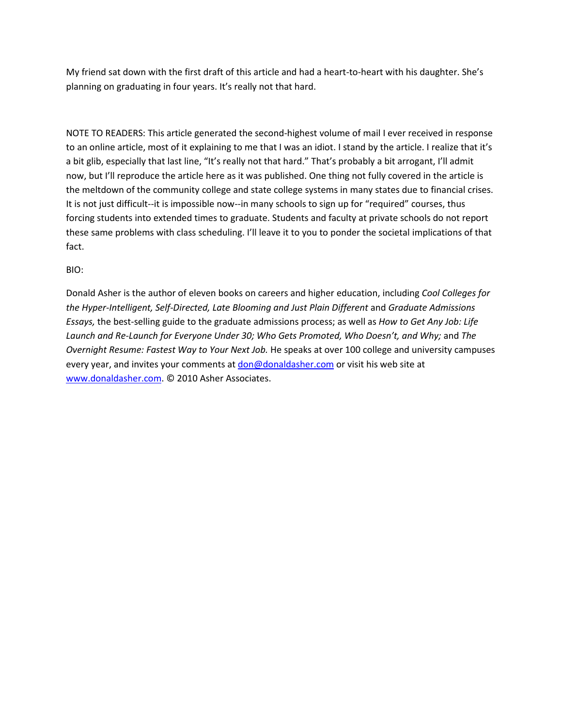My friend sat down with the first draft of this article and had a heart-to-heart with his daughter. She's planning on graduating in four years. It's really not that hard.

NOTE TO READERS: This article generated the second-highest volume of mail I ever received in response to an online article, most of it explaining to me that I was an idiot. I stand by the article. I realize that it's a bit glib, especially that last line, "It's really not that hard." That's probably a bit arrogant, I'll admit now, but I'll reproduce the article here as it was published. One thing not fully covered in the article is the meltdown of the community college and state college systems in many states due to financial crises. It is not just difficult--it is impossible now--in many schools to sign up for "required" courses, thus forcing students into extended times to graduate. Students and faculty at private schools do not report these same problems with class scheduling. I'll leave it to you to ponder the societal implications of that fact.

BIO:

Donald Asher is the author of eleven books on careers and higher education, including *Cool Colleges for the Hyper-Intelligent, Self-Directed, Late Blooming and Just Plain Different* and *Graduate Admissions Essays,* the best-selling guide to the graduate admissions process; as well as *How to Get Any Job: Life Launch and Re-Launch for Everyone Under 30; Who Gets Promoted, Who Doesn't, and Why;* and *The Overnight Resume: Fastest Way to Your Next Job.* He speaks at over 100 college and university campuses every year, and invites your comments at [don@donaldasher.com](mailto:don@donaldasher.com) or visit his web site at [www.donaldasher.com](http://www.donaldasher.com). © 2010 Asher Associates.